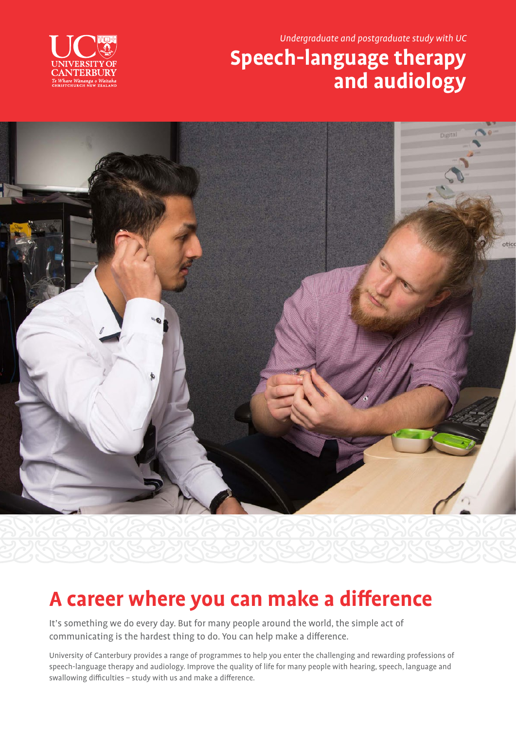*Undergraduate and postgraduate study with UC*

# Speech-language therapy and audiology

## A career where you can make a difference

It's something we do every day. But for many people around the world, the simple act of communicating is the hardest thing to do. You can help make a difference.

University of Canterbury provides a range of programmes to help you enter the challenging and rewarding professions of speech-language therapy and audiology. Improve the quality of life for many people with hearing, speech, language and swallowing difficulties – study with us and make a difference.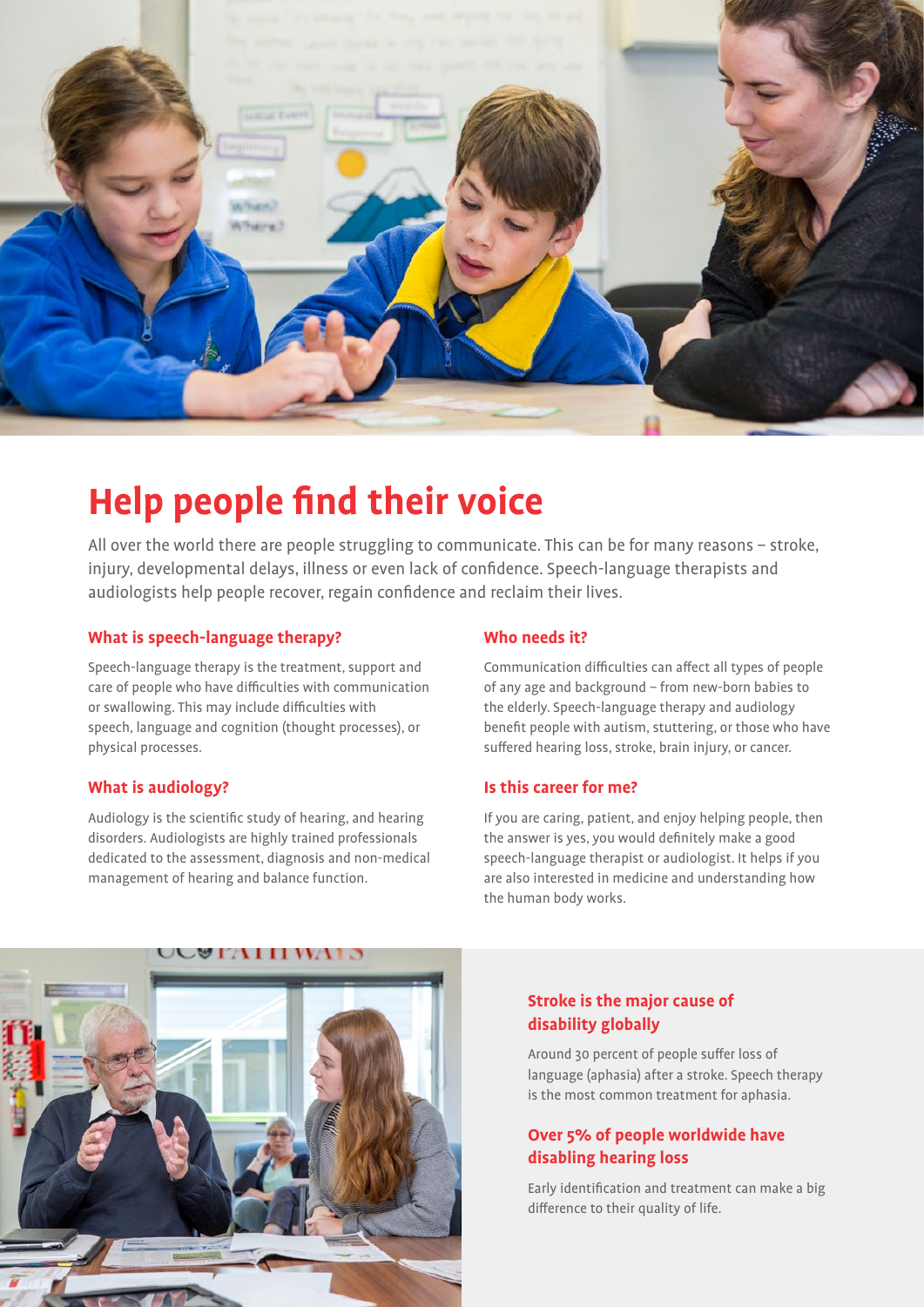# Help people find their voice

All over the world there are people struggling to communicate. This can be for many reasons – stroke, injury, developmental delays, illness or even lack of confidence. Speech-language therapists and audiologists help people recover, regain confidence and reclaim their lives.

### What is speech-language therapy?

Speech-language therapy is the treatment, support and care of people who have difficulties with communication or swallowing. This may include difficulties with speech, language and cognition (thought processes), or physical processes.

### What is audiology?

Audiology is the scientific study of hearing, and hearing disorders. Audiologists are highly trained professionals dedicated to the assessment, diagnosis and non-medical management of hearing and balance function.

### Who needs it?

Communication difficulties can affect all types of people of any age and background – from new-born babies to the elderly. Speech-language therapy and audiology benefit people with autism, stuttering, or those who have suffered hearing loss, stroke, brain injury, or cancer.

### Is this career for me?

If you are caring, patient, and enjoy helping people, then the answer is yes, you would definitely make a good speech-language therapist or audiologist. It helps if you are also interested in medicine and understanding how the human body works.

### Stroke is the major cause of disability globally

Around 30 percent of people suffer loss of language (aphasia) after a stroke. Speech therapy is the most common treatment for aphasia.

### Over 5% of people worldwide have disabling hearing loss

Early identification and treatment can make a big difference to their quality of life.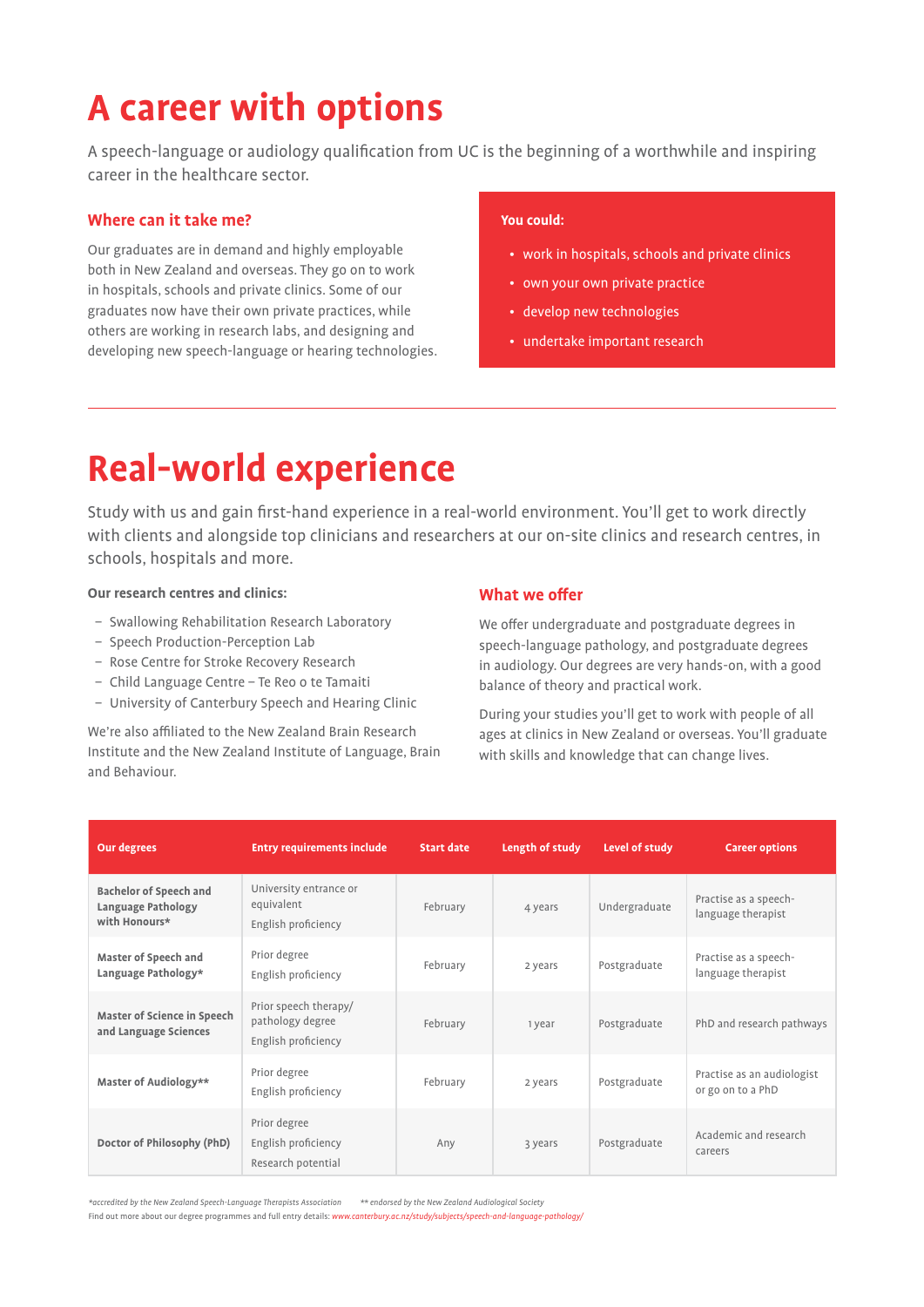# A career with options

A speech-language or audiology qualification from UC is the beginning of a worthwhile and inspiring career in the healthcare sector.

## Where can it take me?

Our graduates are in demand and highly employable both in New Zealand and overseas. They go on to work in hospitals, schools and private clinics. Some of our graduates now have their own private practices, while others are working in research labs, and designing and developing new speech-language or hearing technologies.

**You could:**

- work in hospitals, schools and private clinics
- own your own private practice
- develop new technologies
- undertake important research

# Real-world experience

Study with us and gain first-hand experience in a real-world environment. You'll get to work directly with clients and alongside top clinicians and researchers at our on-site clinics and research centres, in schools, hospitals and more.

**Our research centres and clinics:**

- Swallowing Rehabilitation Research Laboratory
- Speech Production-Perception Lab
- Rose Centre for Stroke Recovery Research
- Child Language Centre – Te Reo o te Tamaiti
- University of Canterbury Speech and Hearing Clinic

We're also affiliated to the New Zealand Brain Research Institute and the New Zealand Institute of Language, Brain and Behaviour.

## What we offer

We offer undergraduate and postgraduate degrees in speech-language pathology, and postgraduate degrees in audiology. Our degrees are very hands-on, with a good balance of theory and practical work.

During your studies you'll get to work with people of all ages at clinics in New Zealand or overseas. You'll graduate with skills and knowledge that can change lives.

| Our degrees | Entry requirements include | Start date | Length of study | Level of study | Career options |
|---|---|---|---|---|---|
| **Bachelor of Speech and Language Pathology with Honours*** | University entrance or equivalent<br>English proficiency | February | 4 years | Undergraduate | Practise as a speech-language therapist |
| **Master of Speech and Language Pathology*** | Prior degree<br>English proficiency | February | 2 years | Postgraduate | Practise as a speech-language therapist |
| **Master of Science in Speech and Language Sciences** | Prior speech therapy/pathology degree<br>English proficiency | February | 1 year | Postgraduate | PhD and research pathways |
| **Master of Audiology**** | Prior degree<br>English proficiency | February | 2 years | Postgraduate | Practise as an audiologist or go on to a PhD |
| **Doctor of Philosophy (PhD)** | Prior degree<br>English proficiency<br>Research potential | Any | 3 years | Postgraduate | Academic and research careers |

*\*accredited by the New Zealand Speech-Language Therapists Association* *\*\* endorsed by the New Zealand Audiological Society*

Find out more about our degree programmes and full entry details: www.canterbury.ac.nz/study/subjects/speech-and-language-pathology/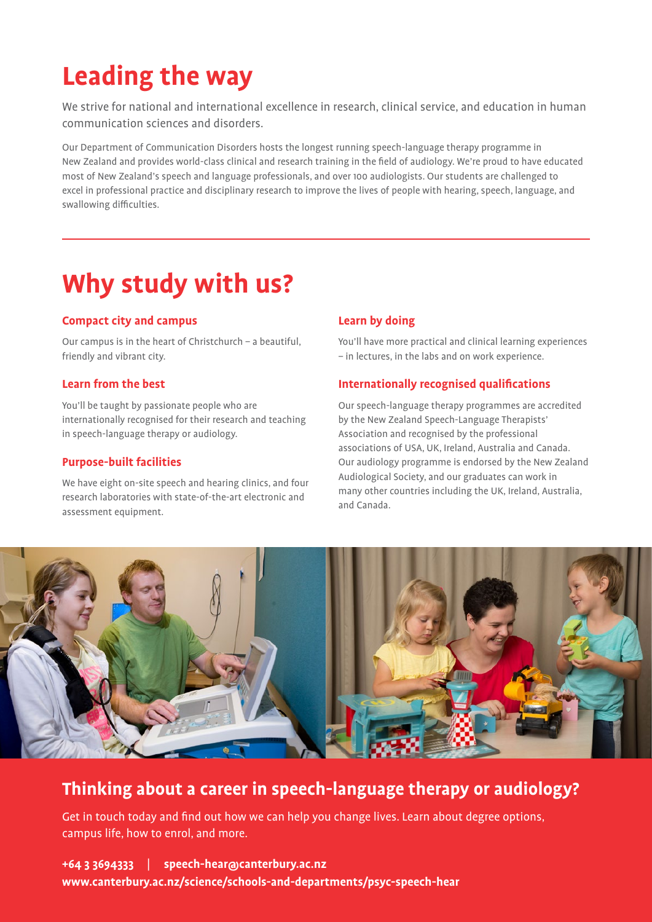# Leading the way

We strive for national and international excellence in research, clinical service, and education in human communication sciences and disorders.

Our Department of Communication Disorders hosts the longest running speech-language therapy programme in New Zealand and provides world-class clinical and research training in the field of audiology. We're proud to have educated most of New Zealand's speech and language professionals, and over 100 audiologists. Our students are challenged to excel in professional practice and disciplinary research to improve the lives of people with hearing, speech, language, and swallowing difficulties.

# Why study with us?

### Compact city and campus

Our campus is in the heart of Christchurch – a beautiful, friendly and vibrant city.

### Learn from the best

You'll be taught by passionate people who are internationally recognised for their research and teaching in speech-language therapy or audiology.

### Purpose-built facilities

We have eight on-site speech and hearing clinics, and four research laboratories with state-of-the-art electronic and assessment equipment.

### Learn by doing

You'll have more practical and clinical learning experiences – in lectures, in the labs and on work experience.

### Internationally recognised qualifications

Our speech-language therapy programmes are accredited by the New Zealand Speech-Language Therapists' Association and recognised by the professional associations of USA, UK, Ireland, Australia and Canada. Our audiology programme is endorsed by the New Zealand Audiological Society, and our graduates can work in many other countries including the UK, Ireland, Australia, and Canada.

## Thinking about a career in speech-language therapy or audiology?

Get in touch today and find out how we can help you change lives. Learn about degree options, campus life, how to enrol, and more.

**+64 3 3694333** | **speech-hear@canterbury.ac.nz**
**www.canterbury.ac.nz/science/schools-and-departments/psyc-speech-hear**